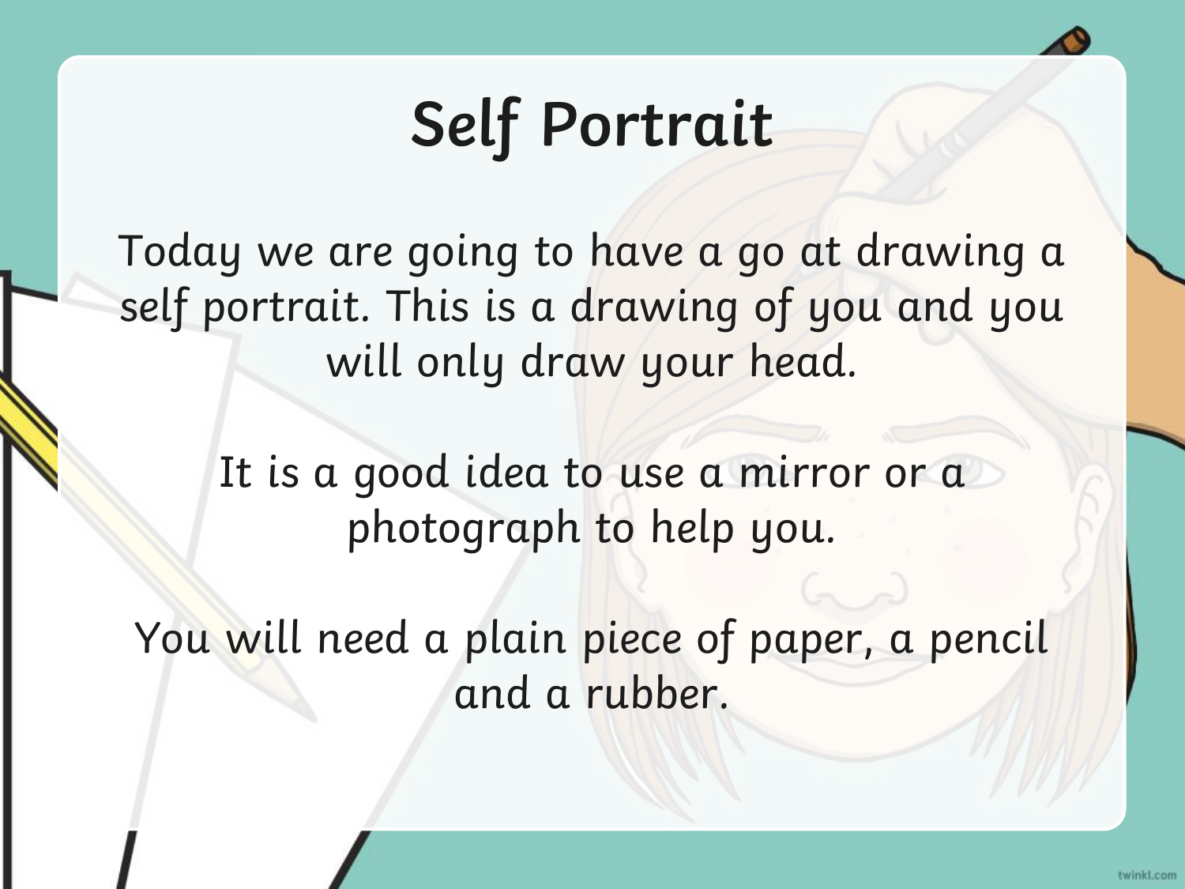# Self Portrait

Today we are going to have a go at drawing a self portrait. This is a drawing of you and you will only draw your head.

It is a good idea to use a mirror or a photograph to help you.

You will need a plain piece of paper, a pencil and a rubber.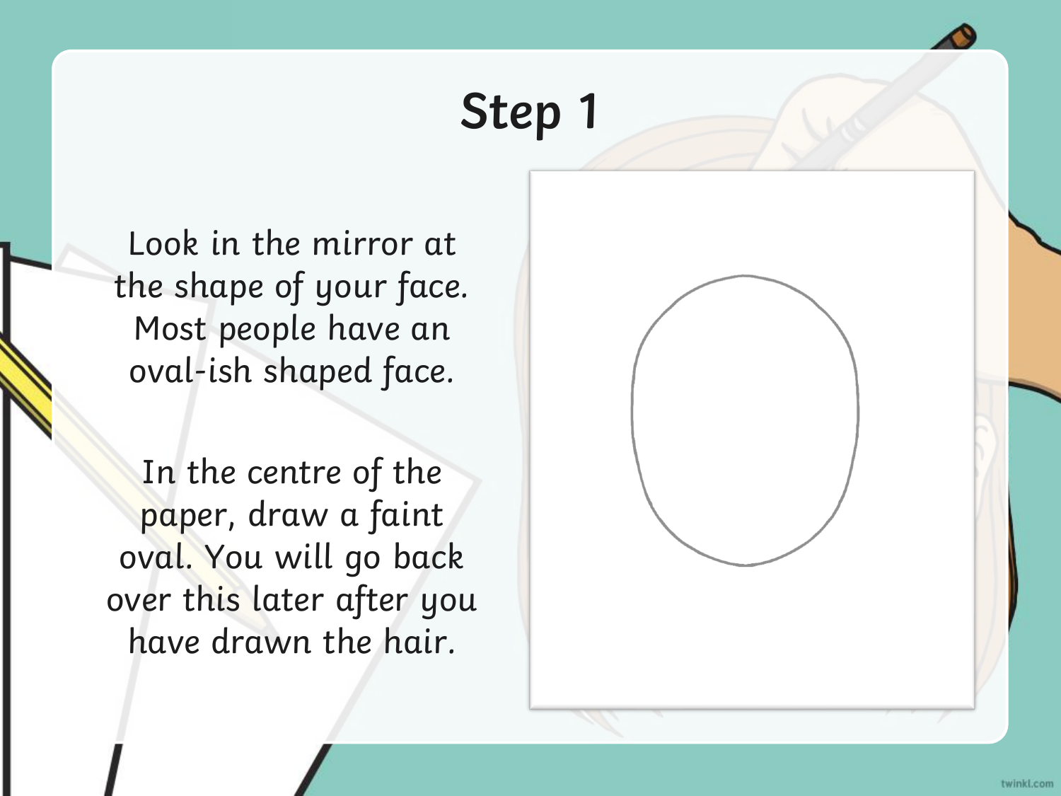# Step 1

Look in the mirror at the shape of your face. Most people have an oval-ish shaped face.

In the centre of the paper, draw a faint oval. You will go back over this later after you have drawn the hair.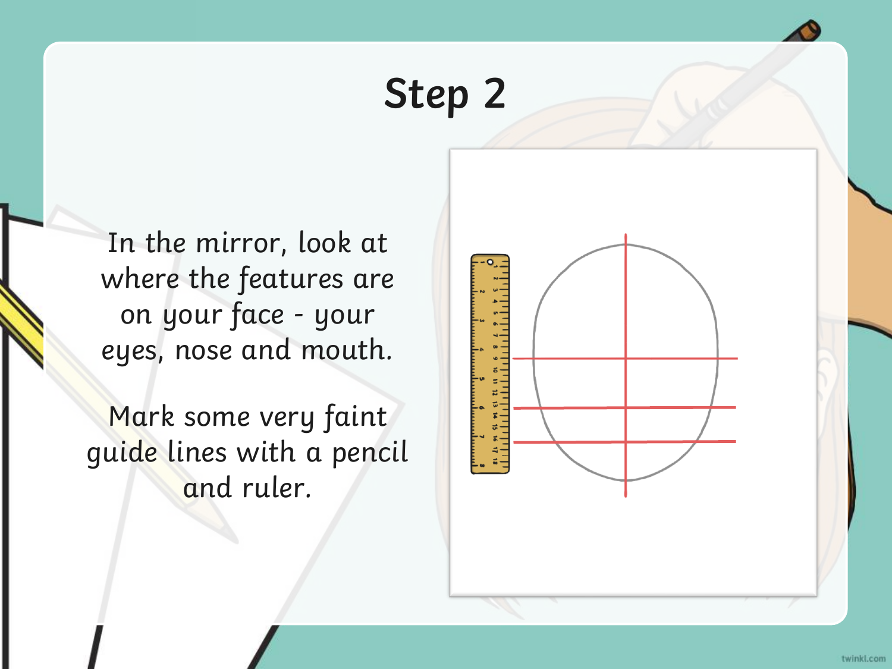# Step 2

In the mirror, look at where the features are on your face - your eyes, nose and mouth.

Mark some very faint guide lines with a pencil and ruler.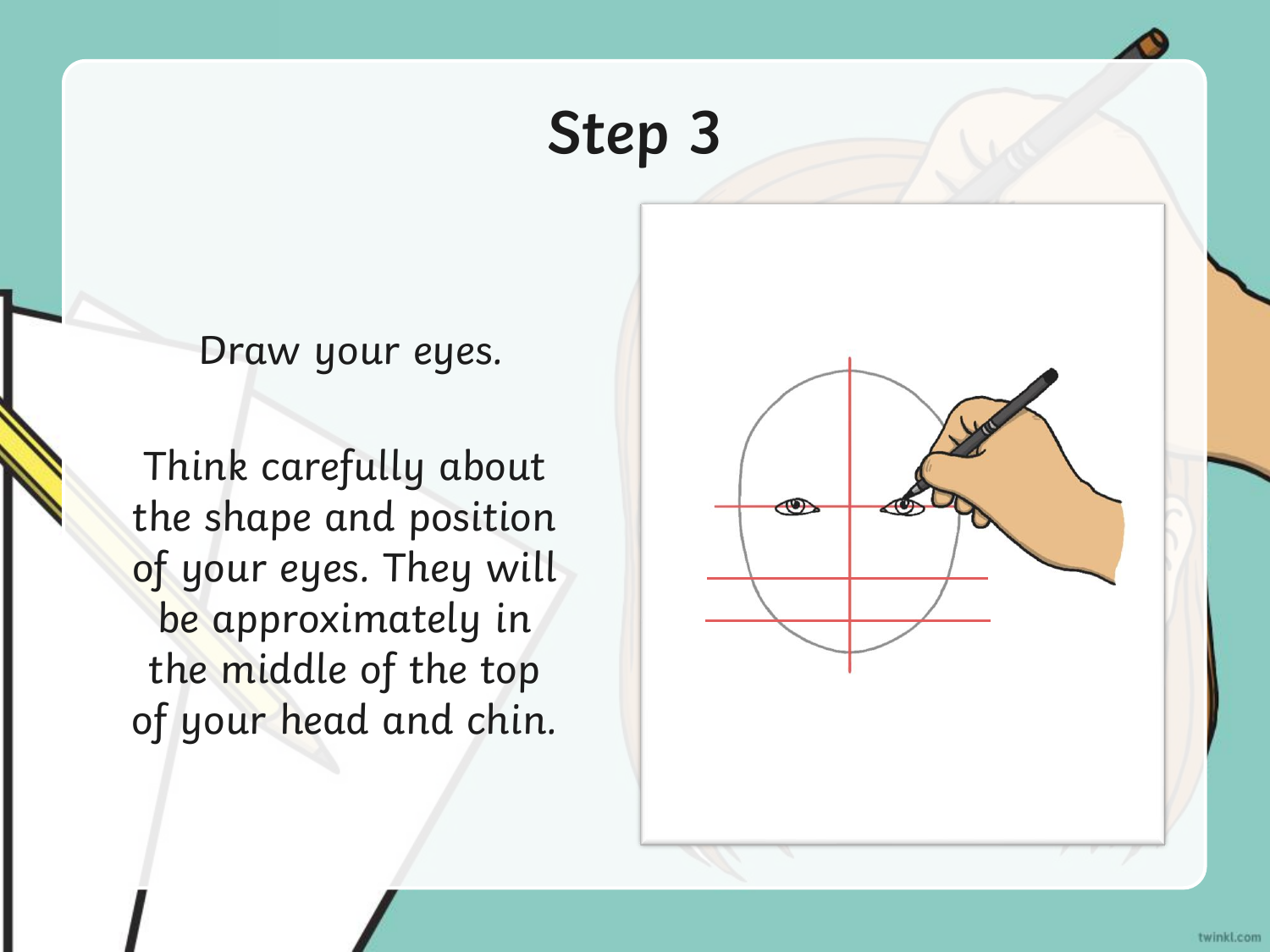# Step 3

Draw your eyes.

Think carefully about the shape and position of your eyes. They will be approximately in the middle of the top of your head and chin.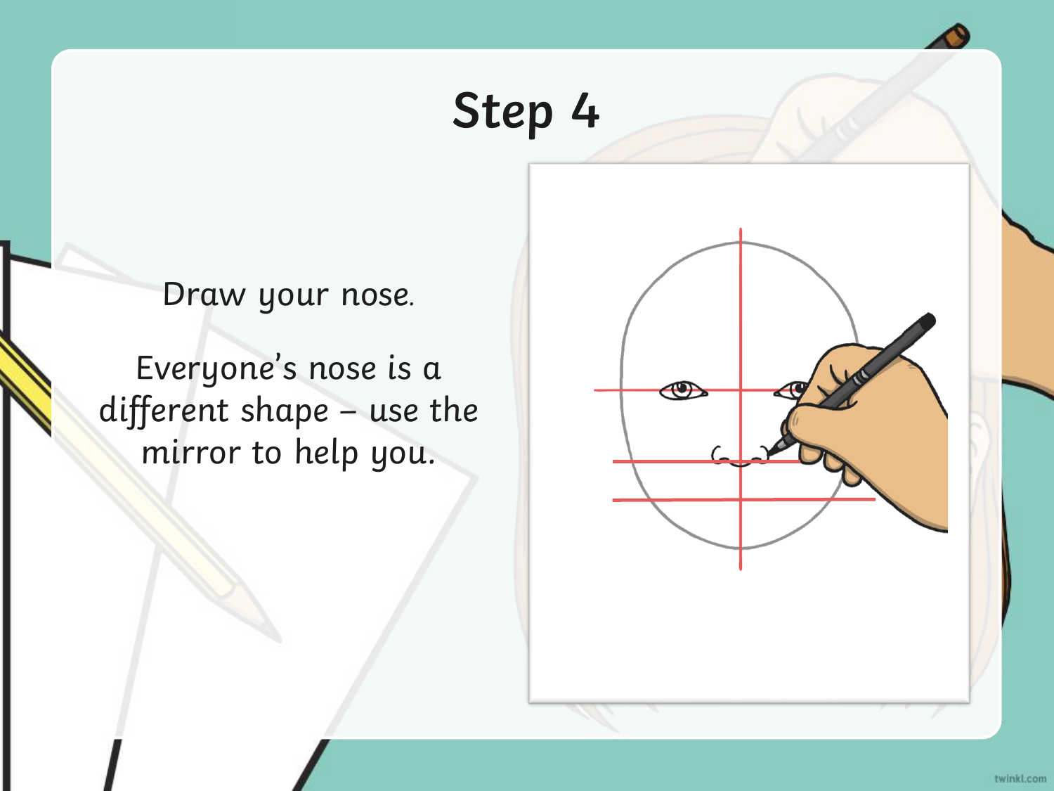# Step 4

Draw your nose.

Everyone's nose is a different shape – use the mirror to help you.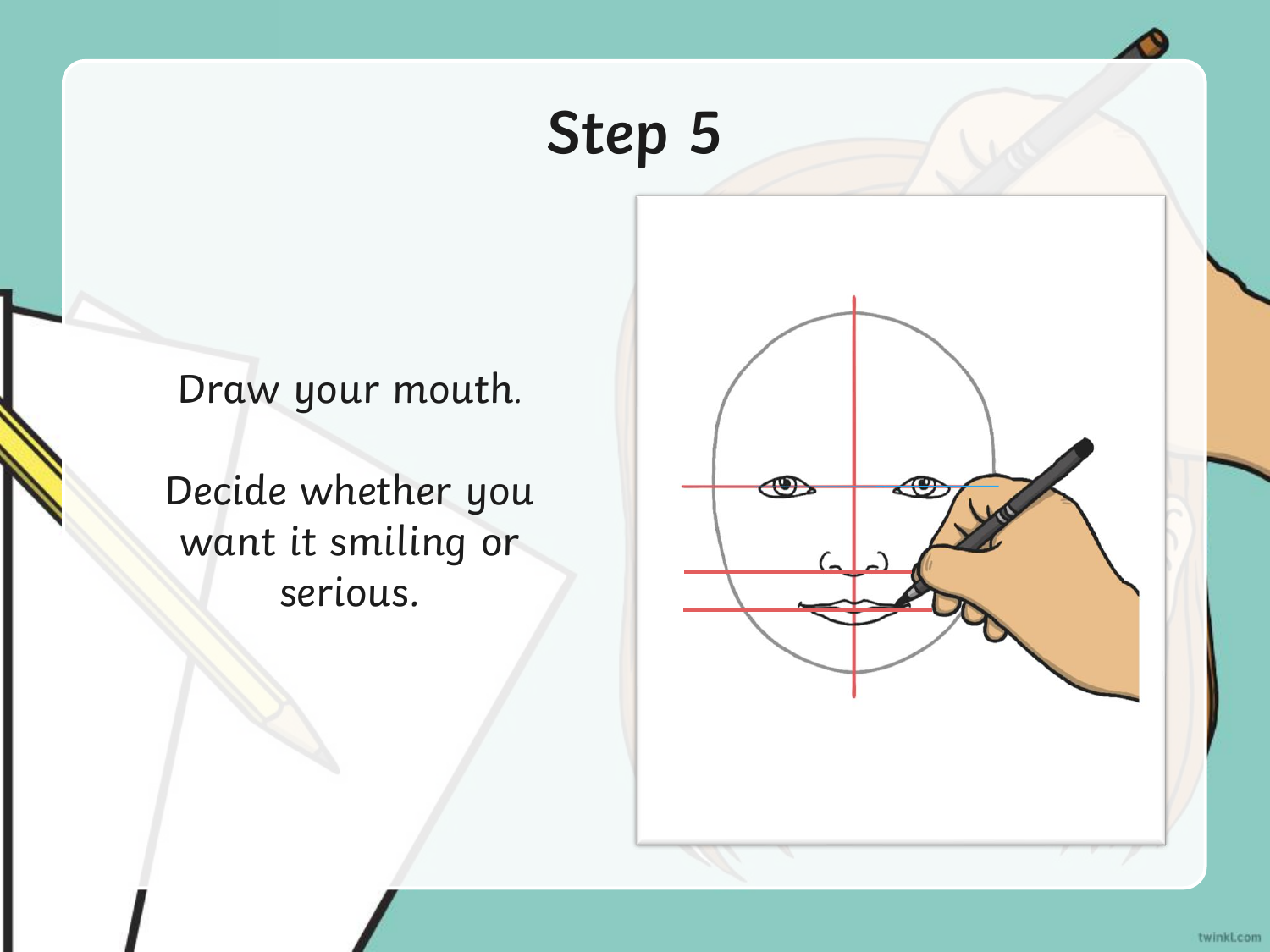# Step 5

Draw your mouth.

Decide whether you want it smiling or serious.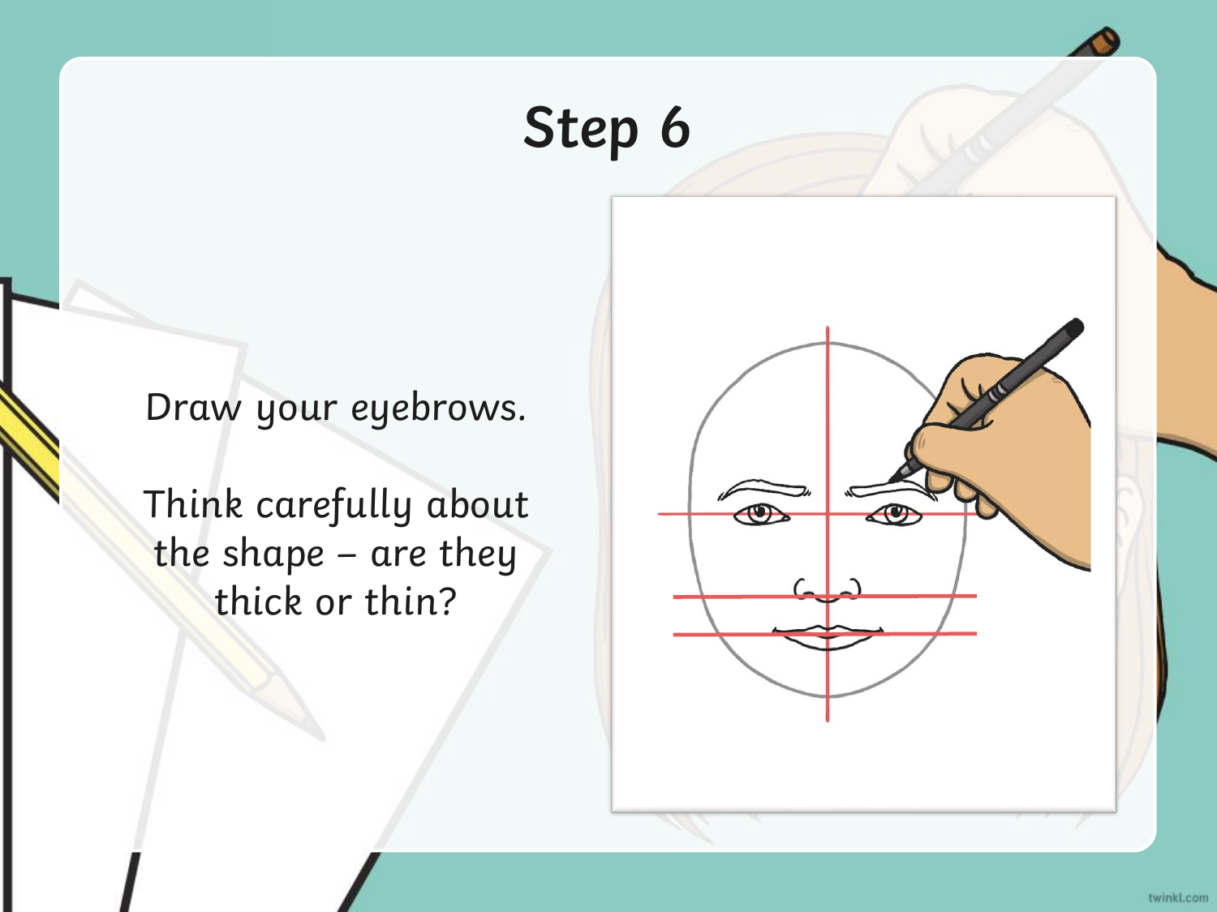# Step 6

Draw your eyebrows.

Think carefully about the shape – are they thick or thin?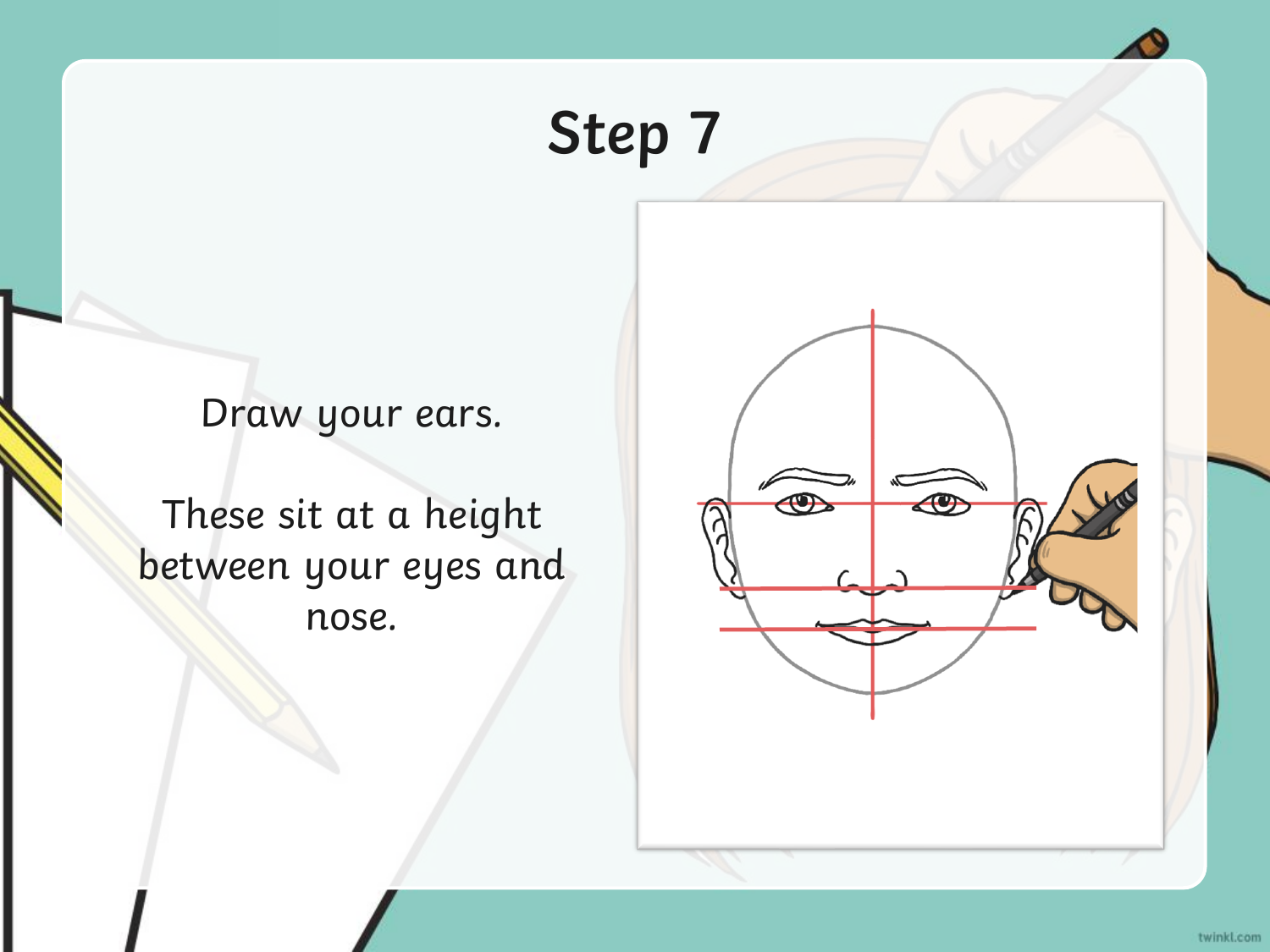# Step 7

Draw your ears.

These sit at a height between your eyes and nose.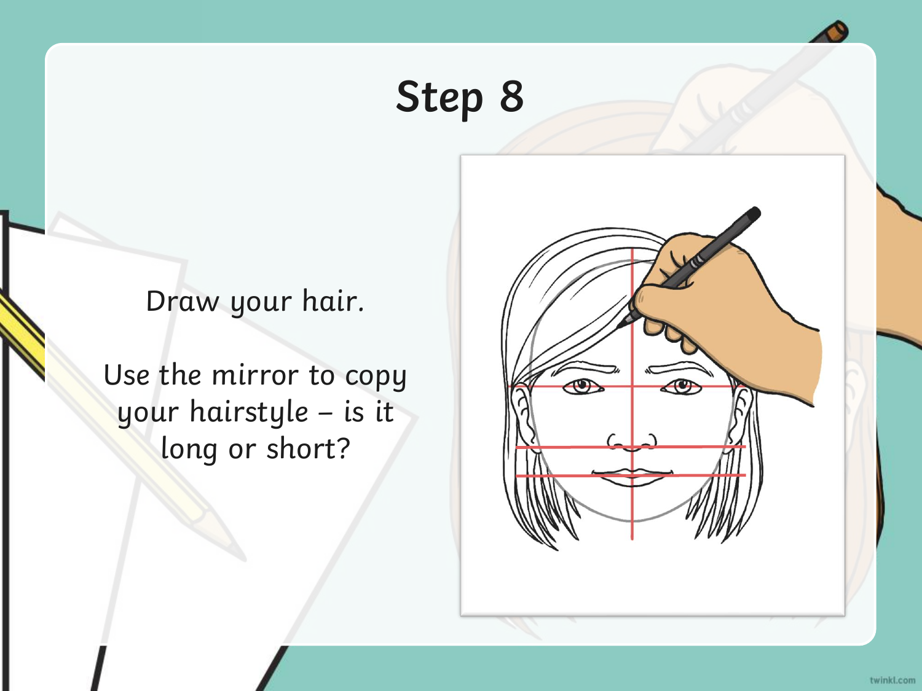# Step 8

Draw your hair.

Use the mirror to copy your hairstyle – is it long or short?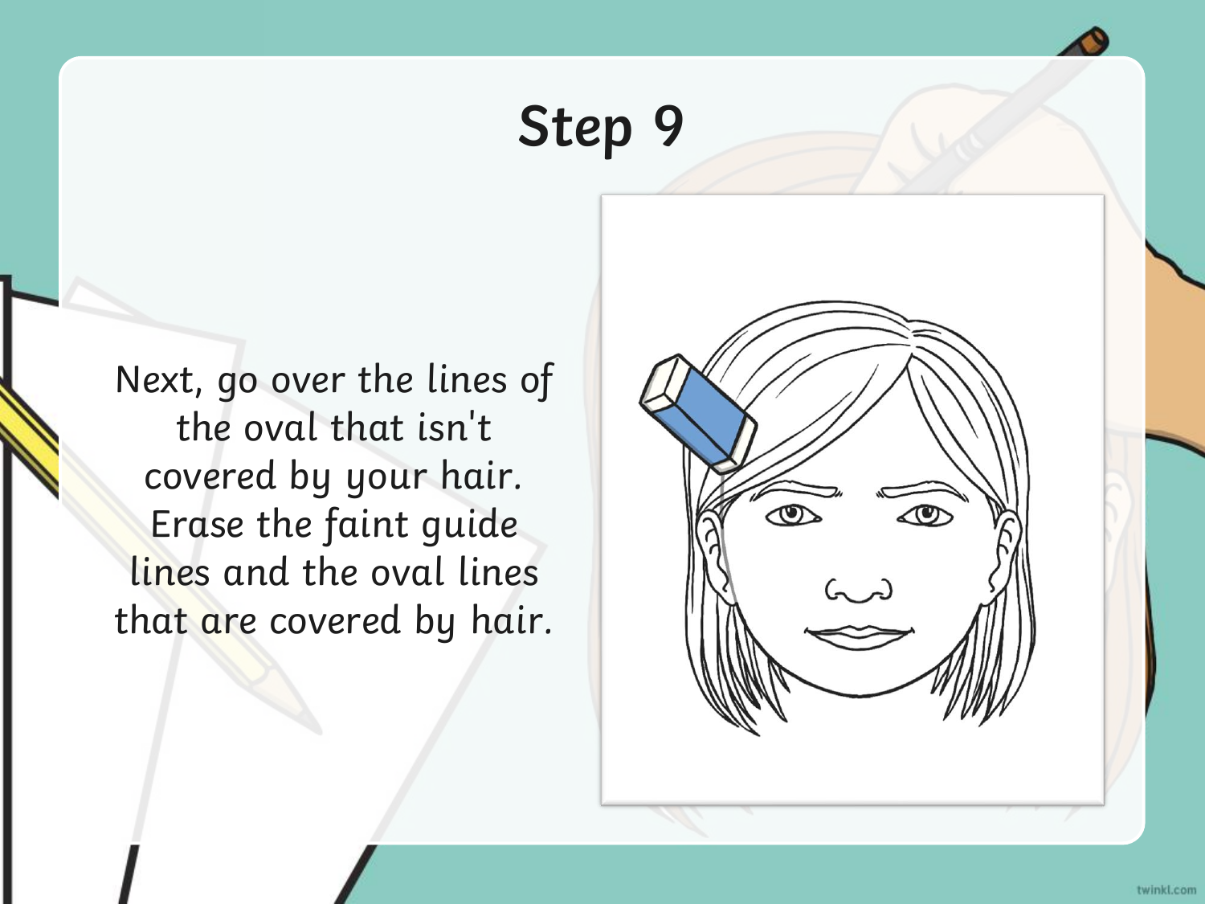# Step 9

Next, go over the lines of the oval that isn't covered by your hair. Erase the faint guide lines and the oval lines that are covered by hair.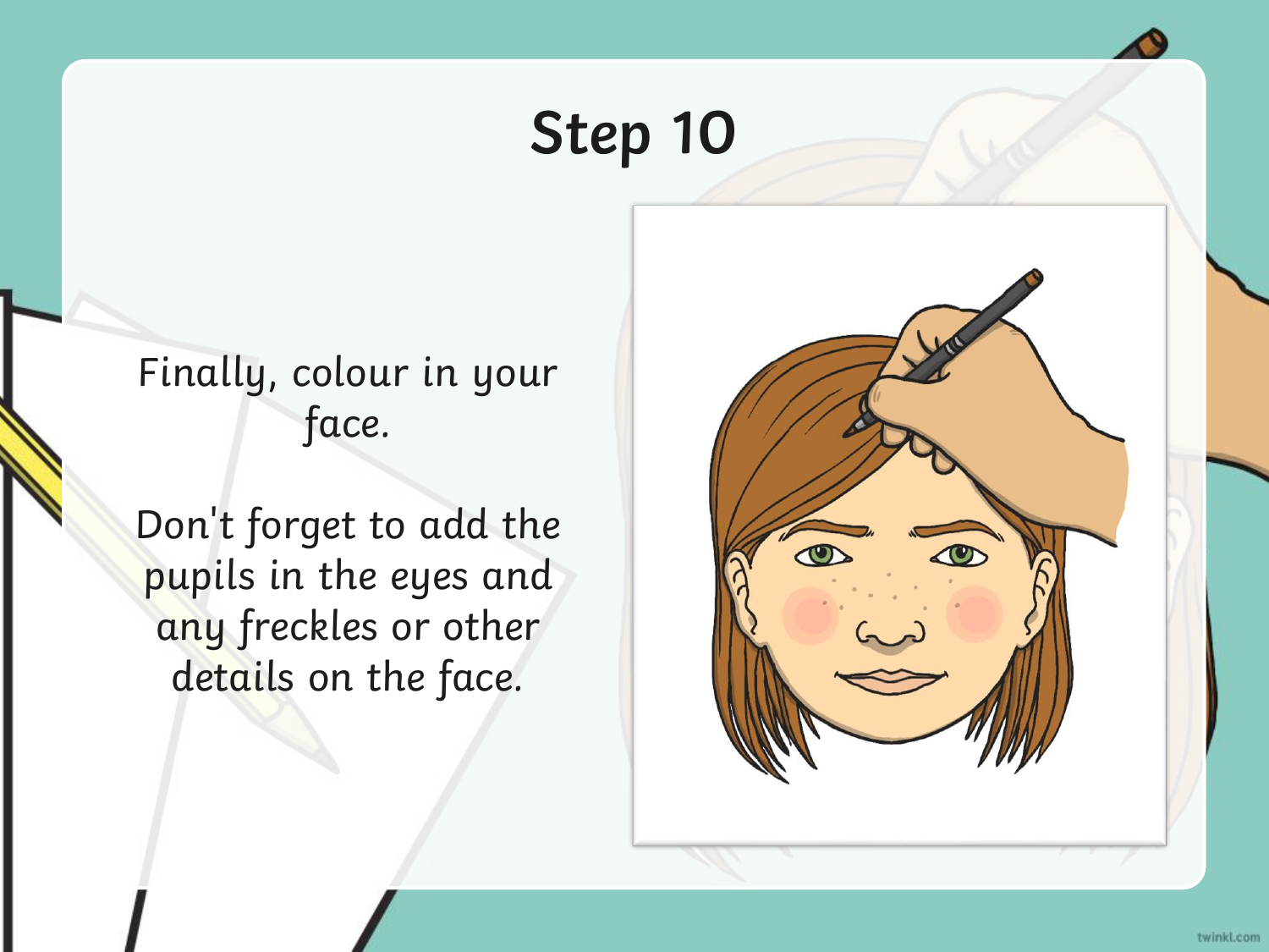# Step 10

Finally, colour in your face.

Don't forget to add the pupils in the eyes and any freckles or other details on the face.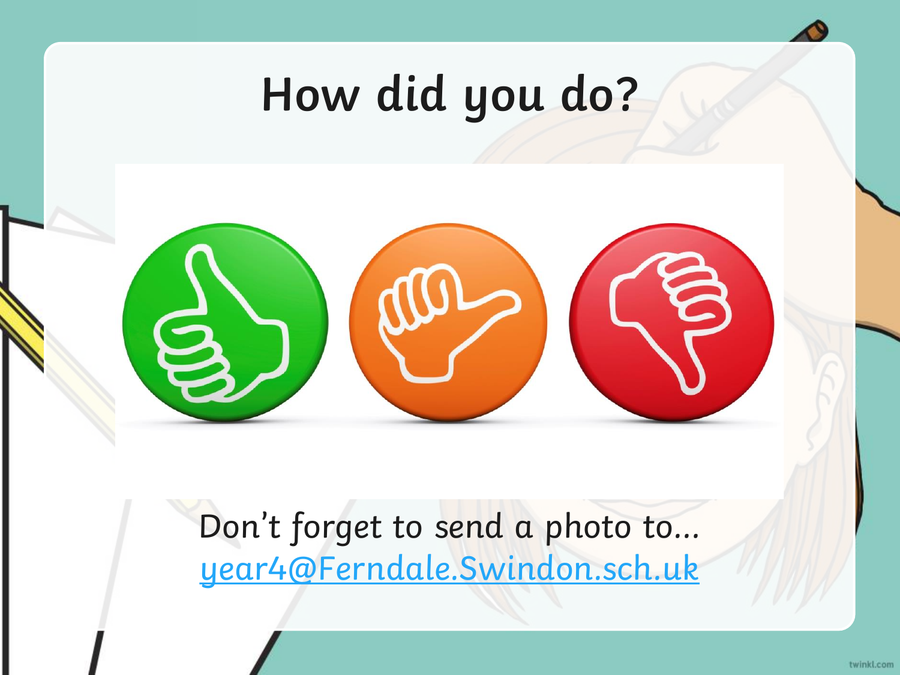# How did you do?

Don't forget to send a photo to...
year4@Ferndale.Swindon.sch.uk